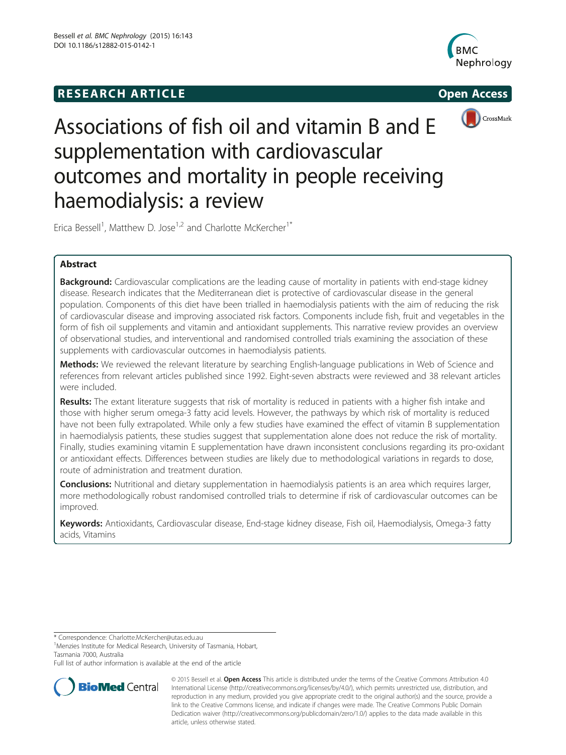# RESEARCH ARTICLE

Open Access

# Associations of fish oil and vitamin B and E supplementation with cardiovascular outcomes and mortality in people receiving haemodialysis: a review

Erica Bessell[1], Matthew D. Jose[1,2] and Charlotte McKercher[1*]

## Abstract

**Background:** Cardiovascular complications are the leading cause of mortality in patients with end-stage kidney disease. Research indicates that the Mediterranean diet is protective of cardiovascular disease in the general population. Components of this diet have been trialled in haemodialysis patients with the aim of reducing the risk of cardiovascular disease and improving associated risk factors. Components include fish, fruit and vegetables in the form of fish oil supplements and vitamin and antioxidant supplements. This narrative review provides an overview of observational studies, and interventional and randomised controlled trials examining the association of these supplements with cardiovascular outcomes in haemodialysis patients.

**Methods:** We reviewed the relevant literature by searching English-language publications in Web of Science and references from relevant articles published since 1992. Eight-seven abstracts were reviewed and 38 relevant articles were included.

**Results:** The extant literature suggests that risk of mortality is reduced in patients with a higher fish intake and those with higher serum omega-3 fatty acid levels. However, the pathways by which risk of mortality is reduced have not been fully extrapolated. While only a few studies have examined the effect of vitamin B supplementation in haemodialysis patients, these studies suggest that supplementation alone does not reduce the risk of mortality. Finally, studies examining vitamin E supplementation have drawn inconsistent conclusions regarding its pro-oxidant or antioxidant effects. Differences between studies are likely due to methodological variations in regards to dose, route of administration and treatment duration.

**Conclusions:** Nutritional and dietary supplementation in haemodialysis patients is an area which requires larger, more methodologically robust randomised controlled trials to determine if risk of cardiovascular outcomes can be improved.

**Keywords:** Antioxidants, Cardiovascular disease, End-stage kidney disease, Fish oil, Haemodialysis, Omega-3 fatty acids, Vitamins

---

* Correspondence: Charlotte.McKercher@utas.edu.au
[1]Menzies Institute for Medical Research, University of Tasmania, Hobart, Tasmania 7000, Australia
Full list of author information is available at the end of the article

© 2015 Bessell et al. **Open Access** This article is distributed under the terms of the Creative Commons Attribution 4.0 International License (http://creativecommons.org/licenses/by/4.0/), which permits unrestricted use, distribution, and reproduction in any medium, provided you give appropriate credit to the original author(s) and the source, provide a link to the Creative Commons license, and indicate if changes were made. The Creative Commons Public Domain Dedication waiver (http://creativecommons.org/publicdomain/zero/1.0/) applies to the data made available in this article, unless otherwise stated.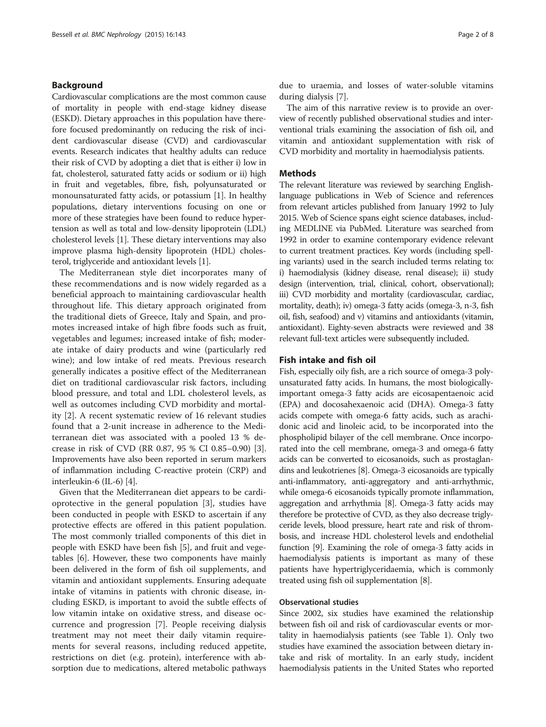## Background

Cardiovascular complications are the most common cause of mortality in people with end-stage kidney disease (ESKD). Dietary approaches in this population have therefore focused predominantly on reducing the risk of incident cardiovascular disease (CVD) and cardiovascular events. Research indicates that healthy adults can reduce their risk of CVD by adopting a diet that is either i) low in fat, cholesterol, saturated fatty acids or sodium or ii) high in fruit and vegetables, fibre, fish, polyunsaturated or monounsaturated fatty acids, or potassium [1]. In healthy populations, dietary interventions focusing on one or more of these strategies have been found to reduce hypertension as well as total and low-density lipoprotein (LDL) cholesterol levels [1]. These dietary interventions may also improve plasma high-density lipoprotein (HDL) cholesterol, triglyceride and antioxidant levels [1].

The Mediterranean style diet incorporates many of these recommendations and is now widely regarded as a beneficial approach to maintaining cardiovascular health throughout life. This dietary approach originated from the traditional diets of Greece, Italy and Spain, and promotes increased intake of high fibre foods such as fruit, vegetables and legumes; increased intake of fish; moderate intake of dairy products and wine (particularly red wine); and low intake of red meats. Previous research generally indicates a positive effect of the Mediterranean diet on traditional cardiovascular risk factors, including blood pressure, and total and LDL cholesterol levels, as well as outcomes including CVD morbidity and mortality [2]. A recent systematic review of 16 relevant studies found that a 2-unit increase in adherence to the Mediterranean diet was associated with a pooled 13 % decrease in risk of CVD (RR 0.87, 95 % CI 0.85–0.90) [3]. Improvements have also been reported in serum markers of inflammation including C-reactive protein (CRP) and interleukin-6 (IL-6) [4].

Given that the Mediterranean diet appears to be cardioprotective in the general population [3], studies have been conducted in people with ESKD to ascertain if any protective effects are offered in this patient population. The most commonly trialled components of this diet in people with ESKD have been fish [5], and fruit and vegetables [6]. However, these two components have mainly been delivered in the form of fish oil supplements, and vitamin and antioxidant supplements. Ensuring adequate intake of vitamins in patients with chronic disease, including ESKD, is important to avoid the subtle effects of low vitamin intake on oxidative stress, and disease occurrence and progression [7]. People receiving dialysis treatment may not meet their daily vitamin requirements for several reasons, including reduced appetite, restrictions on diet (e.g. protein), interference with absorption due to medications, altered metabolic pathways due to uraemia, and losses of water-soluble vitamins during dialysis [7].

The aim of this narrative review is to provide an overview of recently published observational studies and interventional trials examining the association of fish oil, and vitamin and antioxidant supplementation with risk of CVD morbidity and mortality in haemodialysis patients.

## Methods

The relevant literature was reviewed by searching English-language publications in Web of Science and references from relevant articles published from January 1992 to July 2015. Web of Science spans eight science databases, including MEDLINE via PubMed. Literature was searched from 1992 in order to examine contemporary evidence relevant to current treatment practices. Key words (including spelling variants) used in the search included terms relating to: i) haemodialysis (kidney disease, renal disease); ii) study design (intervention, trial, clinical, cohort, observational); iii) CVD morbidity and mortality (cardiovascular, cardiac, mortality, death); iv) omega-3 fatty acids (omega-3, n-3, fish oil, fish, seafood) and v) vitamins and antioxidants (vitamin, antioxidant). Eighty-seven abstracts were reviewed and 38 relevant full-text articles were subsequently included.

## Fish intake and fish oil

Fish, especially oily fish, are a rich source of omega-3 polyunsaturated fatty acids. In humans, the most biologically-important omega-3 fatty acids are eicosapentaenoic acid (EPA) and docosahexaenoic acid (DHA). Omega-3 fatty acids compete with omega-6 fatty acids, such as arachidonic acid and linoleic acid, to be incorporated into the phospholipid bilayer of the cell membrane. Once incorporated into the cell membrane, omega-3 and omega-6 fatty acids can be converted to eicosanoids, such as prostaglandins and leukotrienes [8]. Omega-3 eicosanoids are typically anti-inflammatory, anti-aggregatory and anti-arrhythmic, while omega-6 eicosanoids typically promote inflammation, aggregation and arrhythmia [8]. Omega-3 fatty acids may therefore be protective of CVD, as they also decrease triglyceride levels, blood pressure, heart rate and risk of thrombosis, and increase HDL cholesterol levels and endothelial function [9]. Examining the role of omega-3 fatty acids in haemodialysis patients is important as many of these patients have hypertriglyceridaemia, which is commonly treated using fish oil supplementation [8].

### Observational studies

Since 2002, six studies have examined the relationship between fish oil and risk of cardiovascular events or mortality in haemodialysis patients (see Table 1). Only two studies have examined the association between dietary intake and risk of mortality. In an early study, incident haemodialysis patients in the United States who reported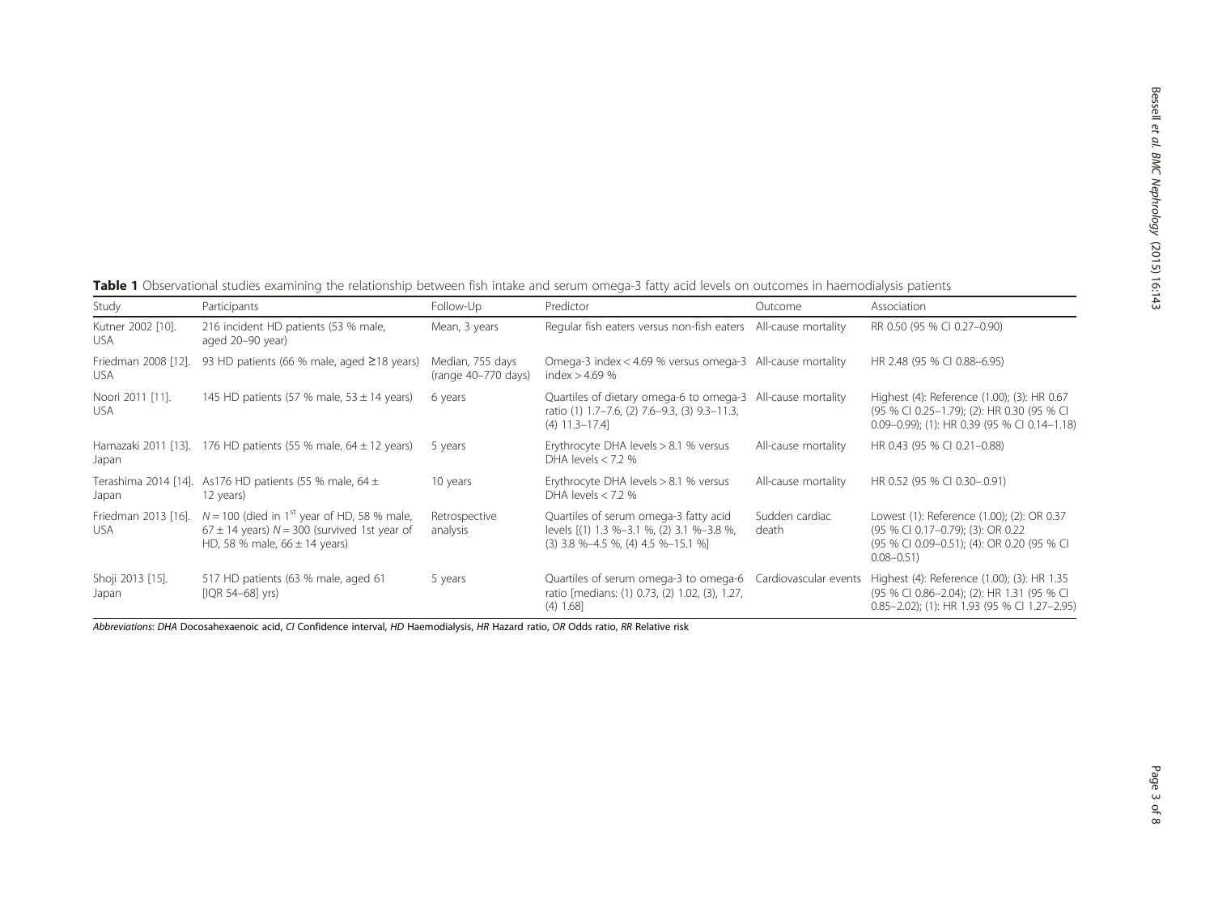**Table 1** Observational studies examining the relationship between fish intake and serum omega-3 fatty acid levels on outcomes in haemodialysis patients

| Study | Participants | Follow-Up | Predictor | Outcome | Association |
|---|---|---|---|---|---|
| Kutner 2002 [10]. USA | 216 incident HD patients (53 % male, aged 20–90 year) | Mean, 3 years | Regular fish eaters versus non-fish eaters | All-cause mortality | RR 0.50 (95 % CI 0.27–0.90) |
| Friedman 2008 [12]. USA | 93 HD patients (66 % male, aged ≥18 years) | Median, 755 days (range 40–770 days) | Omega-3 index < 4.69 % versus omega-3 index > 4.69 % | All-cause mortality | HR 2.48 (95 % CI 0.88–6.95) |
| Noori 2011 [11]. USA | 145 HD patients (57 % male, 53 ± 14 years) | 6 years | Quartiles of dietary omega-6 to omega-3 ratio (1) 1.7–7.6, (2) 7.6–9.3, (3) 9.3–11.3, (4) 11.3–17.4] | All-cause mortality | Highest (4): Reference (1.00); (3): HR 0.67 (95 % CI 0.25–1.79); (2): HR 0.30 (95 % CI 0.09–0.99); (1): HR 0.39 (95 % CI 0.14–1.18) |
| Hamazaki 2011 [13]. Japan | 176 HD patients (55 % male, 64 ± 12 years) | 5 years | Erythrocyte DHA levels > 8.1 % versus DHA levels < 7.2 % | All-cause mortality | HR 0.43 (95 % CI 0.21–0.88) |
| Terashima 2014 [14]. Japan | As176 HD patients (55 % male, 64 ± 12 years) | 10 years | Erythrocyte DHA levels > 8.1 % versus DHA levels < 7.2 % | All-cause mortality | HR 0.52 (95 % CI 0.30–.0.91) |
| Friedman 2013 [16]. USA | $N = 100$ (died in 1st year of HD, 58 % male, 67 ± 14 years) $N = 300$ (survived 1st year of HD, 58 % male, 66 ± 14 years) | Retrospective analysis | Quartiles of serum omega-3 fatty acid levels [(1) 1.3 %–3.1 %, (2) 3.1 %–3.8 %, (3) 3.8 %–4.5 %, (4) 4.5 %–15.1 %] | Sudden cardiac death | Lowest (1): Reference (1.00); (2): OR 0.37 (95 % CI 0.17–0.79); (3): OR 0.22 (95 % CI 0.09–0.51); (4): OR 0.20 (95 % CI 0.08–0.51) |
| Shoji 2013 [15]. Japan | 517 HD patients (63 % male, aged 61 [IQR 54–68] yrs) | 5 years | Quartiles of serum omega-3 to omega-6 ratio [medians: (1) 0.73, (2) 1.02, (3), 1.27, (4) 1.68] | Cardiovascular events | Highest (4): Reference (1.00); (3): HR 1.35 (95 % CI 0.86–2.04); (2): HR 1.31 (95 % CI 0.85–2.02); (1): HR 1.93 (95 % CI 1.27–2.95) |

*Abbreviations*: *DHA* Docosahexaenoic acid, *CI* Confidence interval, *HD* Haemodialysis, *HR* Hazard ratio, *OR* Odds ratio, *RR* Relative risk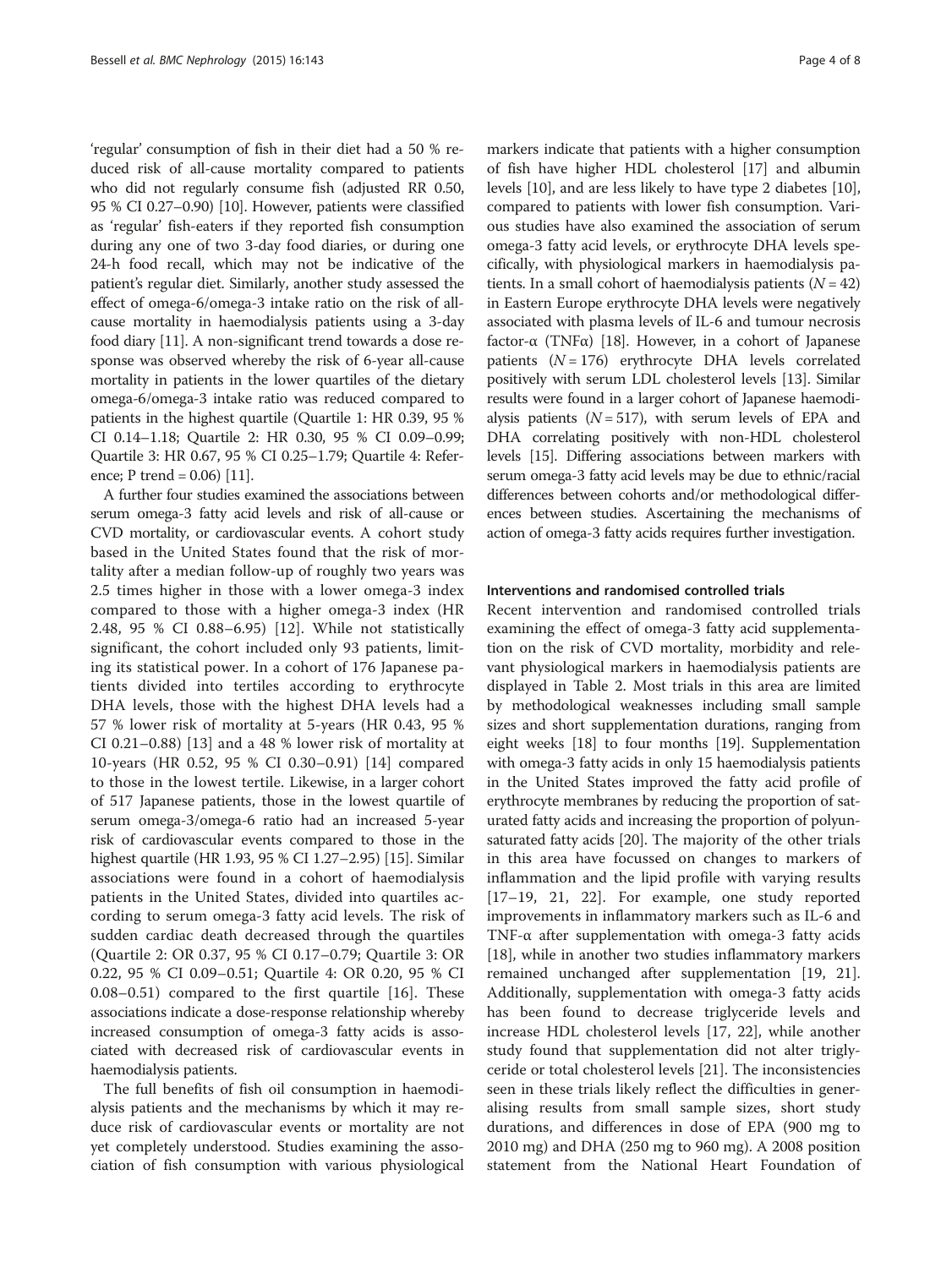'regular' consumption of fish in their diet had a 50 % reduced risk of all-cause mortality compared to patients who did not regularly consume fish (adjusted RR 0.50, 95 % CI 0.27–0.90) [10]. However, patients were classified as 'regular' fish-eaters if they reported fish consumption during any one of two 3-day food diaries, or during one 24-h food recall, which may not be indicative of the patient's regular diet. Similarly, another study assessed the effect of omega-6/omega-3 intake ratio on the risk of all-cause mortality in haemodialysis patients using a 3-day food diary [11]. A non-significant trend towards a dose response was observed whereby the risk of 6-year all-cause mortality in patients in the lower quartiles of the dietary omega-6/omega-3 intake ratio was reduced compared to patients in the highest quartile (Quartile 1: HR 0.39, 95 % CI 0.14–1.18; Quartile 2: HR 0.30, 95 % CI 0.09–0.99; Quartile 3: HR 0.67, 95 % CI 0.25–1.79; Quartile 4: Reference; P trend = 0.06) [11].

A further four studies examined the associations between serum omega-3 fatty acid levels and risk of all-cause or CVD mortality, or cardiovascular events. A cohort study based in the United States found that the risk of mortality after a median follow-up of roughly two years was 2.5 times higher in those with a lower omega-3 index compared to those with a higher omega-3 index (HR 2.48, 95 % CI 0.88–6.95) [12]. While not statistically significant, the cohort included only 93 patients, limiting its statistical power. In a cohort of 176 Japanese patients divided into tertiles according to erythrocyte DHA levels, those with the highest DHA levels had a 57 % lower risk of mortality at 5-years (HR 0.43, 95 % CI 0.21–0.88) [13] and a 48 % lower risk of mortality at 10-years (HR 0.52, 95 % CI 0.30–0.91) [14] compared to those in the lowest tertile. Likewise, in a larger cohort of 517 Japanese patients, those in the lowest quartile of serum omega-3/omega-6 ratio had an increased 5-year risk of cardiovascular events compared to those in the highest quartile (HR 1.93, 95 % CI 1.27–2.95) [15]. Similar associations were found in a cohort of haemodialysis patients in the United States, divided into quartiles according to serum omega-3 fatty acid levels. The risk of sudden cardiac death decreased through the quartiles (Quartile 2: OR 0.37, 95 % CI 0.17–0.79; Quartile 3: OR 0.22, 95 % CI 0.09–0.51; Quartile 4: OR 0.20, 95 % CI 0.08–0.51) compared to the first quartile [16]. These associations indicate a dose-response relationship whereby increased consumption of omega-3 fatty acids is associated with decreased risk of cardiovascular events in haemodialysis patients.

The full benefits of fish oil consumption in haemodialysis patients and the mechanisms by which it may reduce risk of cardiovascular events or mortality are not yet completely understood. Studies examining the association of fish consumption with various physiological markers indicate that patients with a higher consumption of fish have higher HDL cholesterol [17] and albumin levels [10], and are less likely to have type 2 diabetes [10], compared to patients with lower fish consumption. Various studies have also examined the association of serum omega-3 fatty acid levels, or erythrocyte DHA levels specifically, with physiological markers in haemodialysis patients. In a small cohort of haemodialysis patients ($N = 42$) in Eastern Europe erythrocyte DHA levels were negatively associated with plasma levels of IL-6 and tumour necrosis factor-α (TNFα) [18]. However, in a cohort of Japanese patients ($N = 176$) erythrocyte DHA levels correlated positively with serum LDL cholesterol levels [13]. Similar results were found in a larger cohort of Japanese haemodialysis patients ($N = 517$), with serum levels of EPA and DHA correlating positively with non-HDL cholesterol levels [15]. Differing associations between markers with serum omega-3 fatty acid levels may be due to ethnic/racial differences between cohorts and/or methodological differences between studies. Ascertaining the mechanisms of action of omega-3 fatty acids requires further investigation.

### Interventions and randomised controlled trials

Recent intervention and randomised controlled trials examining the effect of omega-3 fatty acid supplementation on the risk of CVD mortality, morbidity and relevant physiological markers in haemodialysis patients are displayed in Table 2. Most trials in this area are limited by methodological weaknesses including small sample sizes and short supplementation durations, ranging from eight weeks [18] to four months [19]. Supplementation with omega-3 fatty acids in only 15 haemodialysis patients in the United States improved the fatty acid profile of erythrocyte membranes by reducing the proportion of saturated fatty acids and increasing the proportion of polyunsaturated fatty acids [20]. The majority of the other trials in this area have focussed on changes to markers of inflammation and the lipid profile with varying results [17–19, 21, 22]. For example, one study reported improvements in inflammatory markers such as IL-6 and TNF-α after supplementation with omega-3 fatty acids [18], while in another two studies inflammatory markers remained unchanged after supplementation [19, 21]. Additionally, supplementation with omega-3 fatty acids has been found to decrease triglyceride levels and increase HDL cholesterol levels [17, 22], while another study found that supplementation did not alter triglyceride or total cholesterol levels [21]. The inconsistencies seen in these trials likely reflect the difficulties in generalising results from small sample sizes, short study durations, and differences in dose of EPA (900 mg to 2010 mg) and DHA (250 mg to 960 mg). A 2008 position statement from the National Heart Foundation of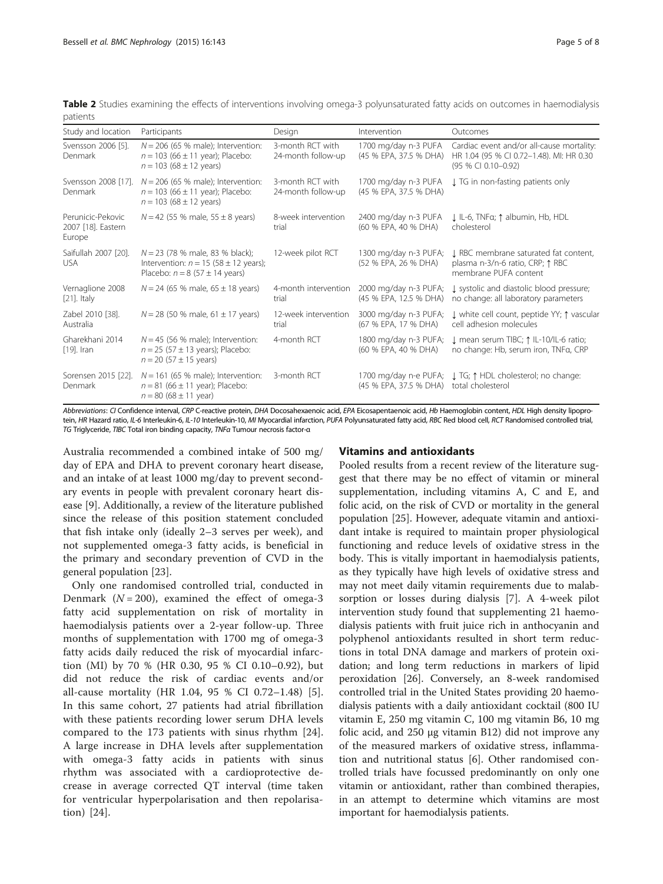**Table 2** Studies examining the effects of interventions involving omega-3 polyunsaturated fatty acids on outcomes in haemodialysis patients

| Study and location | Participants | Design | Intervention | Outcomes |
|---|---|---|---|---|
| Svensson 2006 [5]. Denmark | $N = 206$ (65 % male); Intervention: $n = 103$ (66 ± 11 year); Placebo: $n = 103$ (68 ± 12 years) | 3-month RCT with 24-month follow-up | 1700 mg/day n-3 PUFA (45 % EPA, 37.5 % DHA) | Cardiac event and/or all-cause mortality: HR 1.04 (95 % CI 0.72–1.48). MI: HR 0.30 (95 % CI 0.10–0.92) |
| Svensson 2008 [17]. Denmark | $N = 206$ (65 % male); Intervention: $n = 103$ (66 ± 11 year); Placebo: $n = 103$ (68 ± 12 years) | 3-month RCT with 24-month follow-up | 1700 mg/day n-3 PUFA (45 % EPA, 37.5 % DHA) | ↓ TG in non-fasting patients only |
| Perunicic-Pekovic 2007 [18]. Eastern Europe | $N = 42$ (55 % male, 55 ± 8 years) | 8-week intervention trial | 2400 mg/day n-3 PUFA (60 % EPA, 40 % DHA) | ↓ IL-6, TNFα; ↑ albumin, Hb, HDL cholesterol |
| Saifullah 2007 [20]. USA | $N = 23$ (78 % male, 83 % black); Intervention: $n = 15$ (58 ± 12 years); Placebo: $n = 8$ (57 ± 14 years) | 12-week pilot RCT | 1300 mg/day n-3 PUFA; (52 % EPA, 26 % DHA) | ↓ RBC membrane saturated fat content, plasma n-3/n-6 ratio, CRP; ↑ RBC membrane PUFA content |
| Vernaglione 2008 [21]. Italy | $N = 24$ (65 % male, 65 ± 18 years) | 4-month intervention trial | 2000 mg/day n-3 PUFA; (45 % EPA, 12.5 % DHA) | ↓ systolic and diastolic blood pressure; no change: all laboratory parameters |
| Zabel 2010 [38]. Australia | $N = 28$ (50 % male, 61 ± 17 years) | 12-week intervention trial | 3000 mg/day n-3 PUFA; (67 % EPA, 17 % DHA) | ↓ white cell count, peptide YY; ↑ vascular cell adhesion molecules |
| Gharekhani 2014 [19]. Iran | $N = 45$ (56 % male); Intervention: $n = 25$ (57 ± 13 years); Placebo: $n = 20$ (57 ± 15 years) | 4-month RCT | 1800 mg/day n-3 PUFA; (60 % EPA, 40 % DHA) | ↓ mean serum TIBC; ↑ IL-10/IL-6 ratio; no change: Hb, serum iron, TNFα, CRP |
| Sorensen 2015 [22]. Denmark | $N = 161$ (65 % male); Intervention: $n = 81$ (66 ± 11 year); Placebo: $n = 80$ (68 ± 11 year) | 3-month RCT | 1700 mg/day n-e PUFA; (45 % EPA, 37.5 % DHA) | ↓ TG; ↑ HDL cholesterol; no change: total cholesterol |

*Abbreviations*: *CI* Confidence interval, *CRP* C-reactive protein, *DHA* Docosahexaenoic acid, *EPA* Eicosapentaenoic acid, *Hb* Haemoglobin content, *HDL* High density lipoprotein, *HR* Hazard ratio, *IL-6* Interleukin-6, *IL-10* Interleukin-10, *MI* Myocardial infarction, *PUFA* Polyunsaturated fatty acid, *RBC* Red blood cell, *RCT* Randomised controlled trial, *TG* Triglyceride, *TIBC* Total iron binding capacity, *TNFα* Tumour necrosis factor-α

Australia recommended a combined intake of 500 mg/day of EPA and DHA to prevent coronary heart disease, and an intake of at least 1000 mg/day to prevent secondary events in people with prevalent coronary heart disease [9]. Additionally, a review of the literature published since the release of this position statement concluded that fish intake only (ideally 2–3 serves per week), and not supplemented omega-3 fatty acids, is beneficial in the primary and secondary prevention of CVD in the general population [23].

Only one randomised controlled trial, conducted in Denmark ($N = 200$), examined the effect of omega-3 fatty acid supplementation on risk of mortality in haemodialysis patients over a 2-year follow-up. Three months of supplementation with 1700 mg of omega-3 fatty acids daily reduced the risk of myocardial infarction (MI) by 70 % (HR 0.30, 95 % CI 0.10–0.92), but did not reduce the risk of cardiac events and/or all-cause mortality (HR 1.04, 95 % CI 0.72–1.48) [5]. In this same cohort, 27 patients had atrial fibrillation with these patients recording lower serum DHA levels compared to the 173 patients with sinus rhythm [24]. A large increase in DHA levels after supplementation with omega-3 fatty acids in patients with sinus rhythm was associated with a cardioprotective decrease in average corrected QT interval (time taken for ventricular hyperpolarisation and then repolarisation) [24].

## Vitamins and antioxidants

Pooled results from a recent review of the literature suggest that there may be no effect of vitamin or mineral supplementation, including vitamins A, C and E, and folic acid, on the risk of CVD or mortality in the general population [25]. However, adequate vitamin and antioxidant intake is required to maintain proper physiological functioning and reduce levels of oxidative stress in the body. This is vitally important in haemodialysis patients, as they typically have high levels of oxidative stress and may not meet daily vitamin requirements due to malabsorption or losses during dialysis [7]. A 4-week pilot intervention study found that supplementing 21 haemodialysis patients with fruit juice rich in anthocyanin and polyphenol antioxidants resulted in short term reductions in total DNA damage and markers of protein oxidation; and long term reductions in markers of lipid peroxidation [26]. Conversely, an 8-week randomised controlled trial in the United States providing 20 haemodialysis patients with a daily antioxidant cocktail (800 IU vitamin E, 250 mg vitamin C, 100 mg vitamin B6, 10 mg folic acid, and 250 μg vitamin B12) did not improve any of the measured markers of oxidative stress, inflammation and nutritional status [6]. Other randomised controlled trials have focussed predominantly on only one vitamin or antioxidant, rather than combined therapies, in an attempt to determine which vitamins are most important for haemodialysis patients.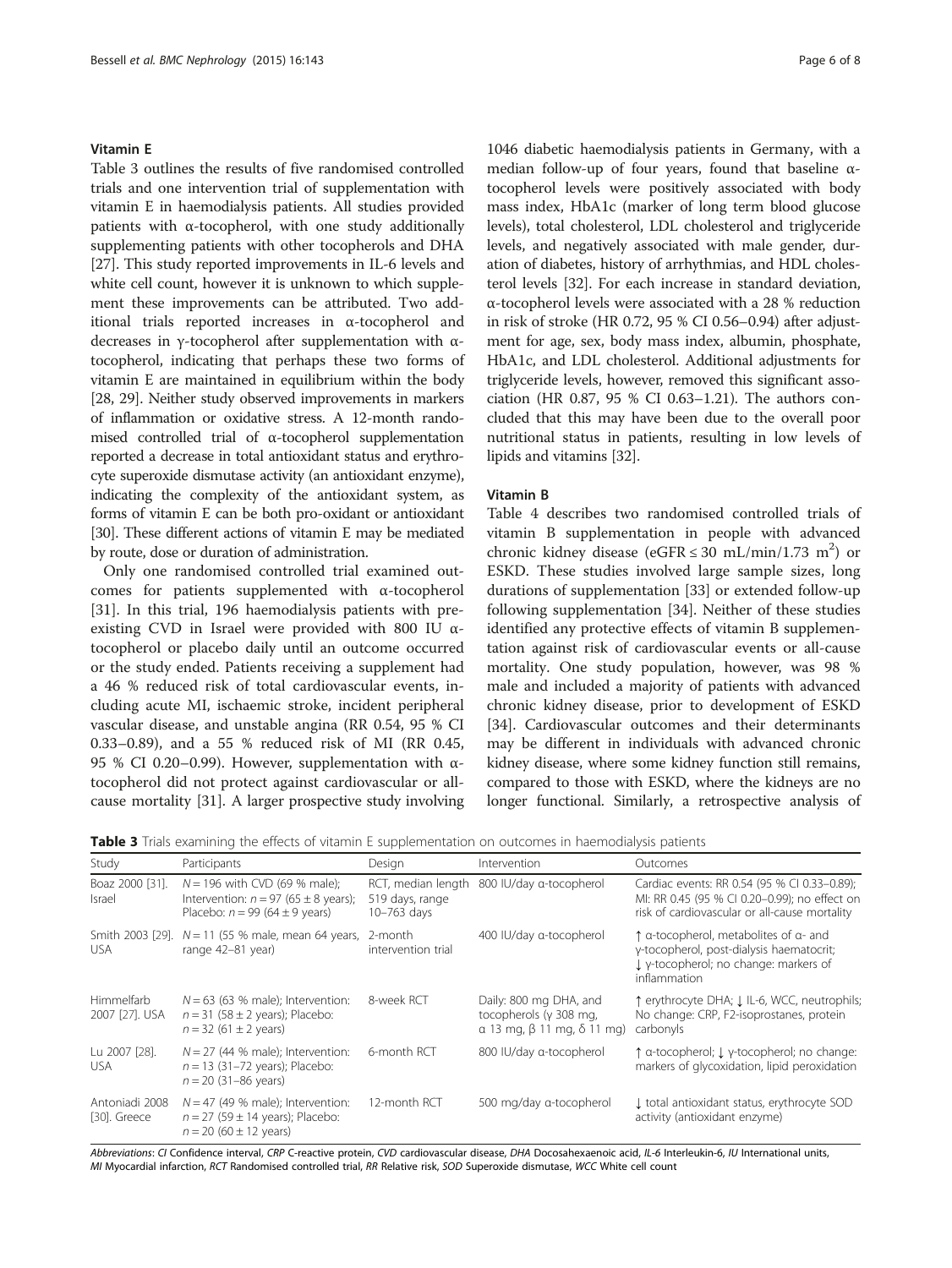### Vitamin E

Table 3 outlines the results of five randomised controlled trials and one intervention trial of supplementation with vitamin E in haemodialysis patients. All studies provided patients with α-tocopherol, with one study additionally supplementing patients with other tocopherols and DHA [27]. This study reported improvements in IL-6 levels and white cell count, however it is unknown to which supplement these improvements can be attributed. Two additional trials reported increases in α-tocopherol and decreases in γ-tocopherol after supplementation with α-tocopherol, indicating that perhaps these two forms of vitamin E are maintained in equilibrium within the body [28, 29]. Neither study observed improvements in markers of inflammation or oxidative stress. A 12-month randomised controlled trial of α-tocopherol supplementation reported a decrease in total antioxidant status and erythrocyte superoxide dismutase activity (an antioxidant enzyme), indicating the complexity of the antioxidant system, as forms of vitamin E can be both pro-oxidant or antioxidant [30]. These different actions of vitamin E may be mediated by route, dose or duration of administration.

Only one randomised controlled trial examined outcomes for patients supplemented with α-tocopherol [31]. In this trial, 196 haemodialysis patients with pre-existing CVD in Israel were provided with 800 IU α-tocopherol or placebo daily until an outcome occurred or the study ended. Patients receiving a supplement had a 46 % reduced risk of total cardiovascular events, including acute MI, ischaemic stroke, incident peripheral vascular disease, and unstable angina (RR 0.54, 95 % CI 0.33–0.89), and a 55 % reduced risk of MI (RR 0.45, 95 % CI 0.20–0.99). However, supplementation with α-tocopherol did not protect against cardiovascular or all-cause mortality [31]. A larger prospective study involving 1046 diabetic haemodialysis patients in Germany, with a median follow-up of four years, found that baseline α-tocopherol levels were positively associated with body mass index, HbA1c (marker of long term blood glucose levels), total cholesterol, LDL cholesterol and triglyceride levels, and negatively associated with male gender, duration of diabetes, history of arrhythmias, and HDL cholesterol levels [32]. For each increase in standard deviation, α-tocopherol levels were associated with a 28 % reduction in risk of stroke (HR 0.72, 95 % CI 0.56–0.94) after adjustment for age, sex, body mass index, albumin, phosphate, HbA1c, and LDL cholesterol. Additional adjustments for triglyceride levels, however, removed this significant association (HR 0.87, 95 % CI 0.63–1.21). The authors concluded that this may have been due to the overall poor nutritional status in patients, resulting in low levels of lipids and vitamins [32].

### Vitamin B

Table 4 describes two randomised controlled trials of vitamin B supplementation in people with advanced chronic kidney disease (eGFR ≤ 30 mL/min/1.73 $m^2$) or ESKD. These studies involved large sample sizes, long durations of supplementation [33] or extended follow-up following supplementation [34]. Neither of these studies identified any protective effects of vitamin B supplementation against risk of cardiovascular events or all-cause mortality. One study population, however, was 98 % male and included a majority of patients with advanced chronic kidney disease, prior to development of ESKD [34]. Cardiovascular outcomes and their determinants may be different in individuals with advanced chronic kidney disease, where some kidney function still remains, compared to those with ESKD, where the kidneys are no longer functional. Similarly, a retrospective analysis of

**Table 3** Trials examining the effects of vitamin E supplementation on outcomes in haemodialysis patients

| Study | Participants | Design | Intervention | Outcomes |
|---|---|---|---|---|
| Boaz 2000 [31]. Israel | $N = 196$ with CVD (69 % male); Intervention: $n = 97$ (65 ± 8 years); Placebo: $n = 99$ (64 ± 9 years) | RCT, median length 519 days, range 10–763 days | 800 IU/day α-tocopherol | Cardiac events: RR 0.54 (95 % CI 0.33–0.89); MI: RR 0.45 (95 % CI 0.20–0.99); no effect on risk of cardiovascular or all-cause mortality |
| Smith 2003 [29]. USA | $N = 11$ (55 % male, mean 64 years, range 42–81 year) | 2-month intervention trial | 400 IU/day α-tocopherol | ↑ α-tocopherol, metabolites of α- and γ-tocopherol, post-dialysis haematocrit; ↓ γ-tocopherol; no change: markers of inflammation |
| Himmelfarb 2007 [27]. USA | $N = 63$ (63 % male); Intervention: $n = 31$ (58 ± 2 years); Placebo: $n = 32$ (61 ± 2 years) | 8-week RCT | Daily: 800 mg DHA, and tocopherols (γ 308 mg, α 13 mg, β 11 mg, δ 11 mg) | ↑ erythrocyte DHA; ↓ IL-6, WCC, neutrophils; No change: CRP, F2-isoprostanes, protein carbonyls |
| Lu 2007 [28]. USA | $N = 27$ (44 % male); Intervention: $n = 13$ (31–72 years); Placebo: $n = 20$ (31–86 years) | 6-month RCT | 800 IU/day α-tocopherol | ↑ α-tocopherol; ↓ γ-tocopherol; no change: markers of glycoxidation, lipid peroxidation |
| Antoniadi 2008 [30]. Greece | $N = 47$ (49 % male); Intervention: $n = 27$ (59 ± 14 years); Placebo: $n = 20$ (60 ± 12 years) | 12-month RCT | 500 mg/day α-tocopherol | ↓ total antioxidant status, erythrocyte SOD activity (antioxidant enzyme) |

*Abbreviations*: *CI* Confidence interval, *CRP* C-reactive protein, *CVD* cardiovascular disease, *DHA* Docosahexaenoic acid, *IL-6* Interleukin-6, *IU* International units, *MI* Myocardial infarction, *RCT* Randomised controlled trial, *RR* Relative risk, *SOD* Superoxide dismutase, *WCC* White cell count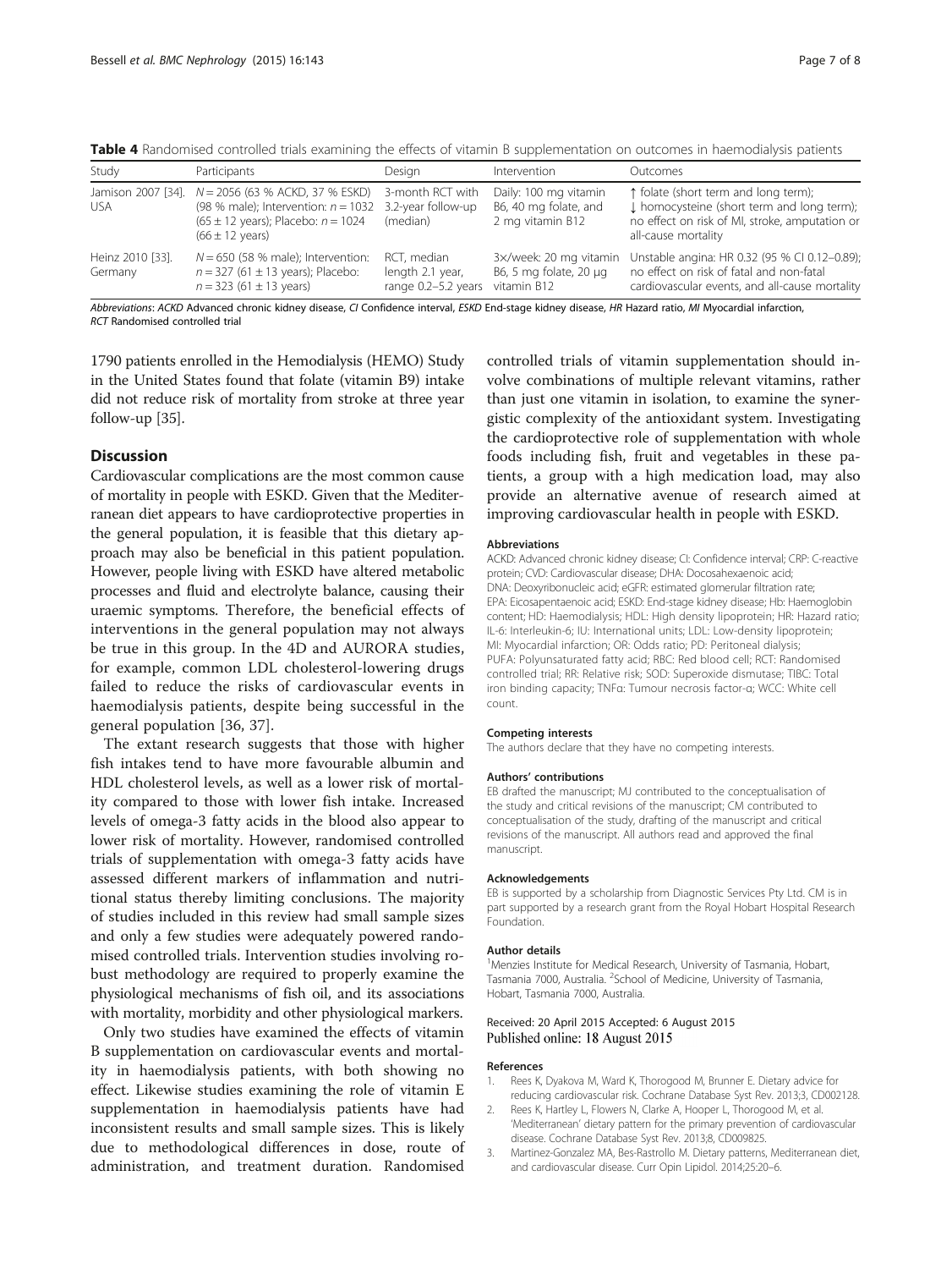**Table 4** Randomised controlled trials examining the effects of vitamin B supplementation on outcomes in haemodialysis patients

| Study | Participants | Design | Intervention | Outcomes |
| --- | --- | --- | --- | --- |
| Jamison 2007 [34]. USA | $N = 2056$ (63 % ACKD, 37 % ESKD) (98 % male); Intervention: $n = 1032$ (65 ± 12 years); Placebo: $n = 1024$ (66 ± 12 years) | 3-month RCT with 3.2-year follow-up (median) | Daily: 100 mg vitamin B6, 40 mg folate, and 2 mg vitamin B12 | ↑ folate (short term and long term); ↓ homocysteine (short term and long term); no effect on risk of MI, stroke, amputation or all-cause mortality |
| Heinz 2010 [33]. Germany | $N = 650$ (58 % male); Intervention: $n = 327$ (61 ± 13 years); Placebo: $n = 323$ (61 ± 13 years) | RCT, median length 2.1 year, range 0.2–5.2 years | 3×/week: 20 mg vitamin B6, 5 mg folate, 20 μg vitamin B12 | Unstable angina: HR 0.32 (95 % CI 0.12–0.89); no effect on risk of fatal and non-fatal cardiovascular events, and all-cause mortality |

*Abbreviations*: *ACKD* Advanced chronic kidney disease, *CI* Confidence interval, *ESKD* End-stage kidney disease, *HR* Hazard ratio, *MI* Myocardial infarction, *RCT* Randomised controlled trial

1790 patients enrolled in the Hemodialysis (HEMO) Study in the United States found that folate (vitamin B9) intake did not reduce risk of mortality from stroke at three year follow-up [35].

## Discussion

Cardiovascular complications are the most common cause of mortality in people with ESKD. Given that the Mediterranean diet appears to have cardioprotective properties in the general population, it is feasible that this dietary approach may also be beneficial in this patient population. However, people living with ESKD have altered metabolic processes and fluid and electrolyte balance, causing their uraemic symptoms. Therefore, the beneficial effects of interventions in the general population may not always be true in this group. In the 4D and AURORA studies, for example, common LDL cholesterol-lowering drugs failed to reduce the risks of cardiovascular events in haemodialysis patients, despite being successful in the general population [36, 37].

The extant research suggests that those with higher fish intakes tend to have more favourable albumin and HDL cholesterol levels, as well as a lower risk of mortality compared to those with lower fish intake. Increased levels of omega-3 fatty acids in the blood also appear to lower risk of mortality. However, randomised controlled trials of supplementation with omega-3 fatty acids have assessed different markers of inflammation and nutritional status thereby limiting conclusions. The majority of studies included in this review had small sample sizes and only a few studies were adequately powered randomised controlled trials. Intervention studies involving robust methodology are required to properly examine the physiological mechanisms of fish oil, and its associations with mortality, morbidity and other physiological markers.

Only two studies have examined the effects of vitamin B supplementation on cardiovascular events and mortality in haemodialysis patients, with both showing no effect. Likewise studies examining the role of vitamin E supplementation in haemodialysis patients have had inconsistent results and small sample sizes. This is likely due to methodological differences in dose, route of administration, and treatment duration. Randomised controlled trials of vitamin supplementation should involve combinations of multiple relevant vitamins, rather than just one vitamin in isolation, to examine the synergistic complexity of the antioxidant system. Investigating the cardioprotective role of supplementation with whole foods including fish, fruit and vegetables in these patients, a group with a high medication load, may also provide an alternative avenue of research aimed at improving cardiovascular health in people with ESKD.

#### Abbreviations

ACKD: Advanced chronic kidney disease; CI: Confidence interval; CRP: C-reactive protein; CVD: Cardiovascular disease; DHA: Docosahexaenoic acid; DNA: Deoxyribonucleic acid; eGFR: estimated glomerular filtration rate; EPA: Eicosapentaenoic acid; ESKD: End-stage kidney disease; Hb: Haemoglobin content; HD: Haemodialysis; HDL: High density lipoprotein; HR: Hazard ratio; IL-6: Interleukin-6; IU: International units; LDL: Low-density lipoprotein; MI: Myocardial infarction; OR: Odds ratio; PD: Peritoneal dialysis; PUFA: Polyunsaturated fatty acid; RBC: Red blood cell; RCT: Randomised controlled trial; RR: Relative risk; SOD: Superoxide dismutase; TIBC: Total iron binding capacity; TNFα: Tumour necrosis factor-α; WCC: White cell count.

#### Competing interests

The authors declare that they have no competing interests.

#### Authors' contributions

EB drafted the manuscript; MJ contributed to the conceptualisation of the study and critical revisions of the manuscript; CM contributed to conceptualisation of the study, drafting of the manuscript and critical revisions of the manuscript. All authors read and approved the final manuscript.

#### Acknowledgements

EB is supported by a scholarship from Diagnostic Services Pty Ltd. CM is in part supported by a research grant from the Royal Hobart Hospital Research Foundation.

#### Author details

[1]Menzies Institute for Medical Research, University of Tasmania, Hobart, Tasmania 7000, Australia. [2]School of Medicine, University of Tasmania, Hobart, Tasmania 7000, Australia.

Received: 20 April 2015 Accepted: 6 August 2015
Published online: 18 August 2015

#### References

1. Rees K, Dyakova M, Ward K, Thorogood M, Brunner E. Dietary advice for reducing cardiovascular risk. Cochrane Database Syst Rev. 2013;3, CD002128.
2. Rees K, Hartley L, Flowers N, Clarke A, Hooper L, Thorogood M, et al. 'Mediterranean' dietary pattern for the primary prevention of cardiovascular disease. Cochrane Database Syst Rev. 2013;8, CD009825.
3. Martinez-Gonzalez MA, Bes-Rastrollo M. Dietary patterns, Mediterranean diet, and cardiovascular disease. Curr Opin Lipidol. 2014;25:20–6.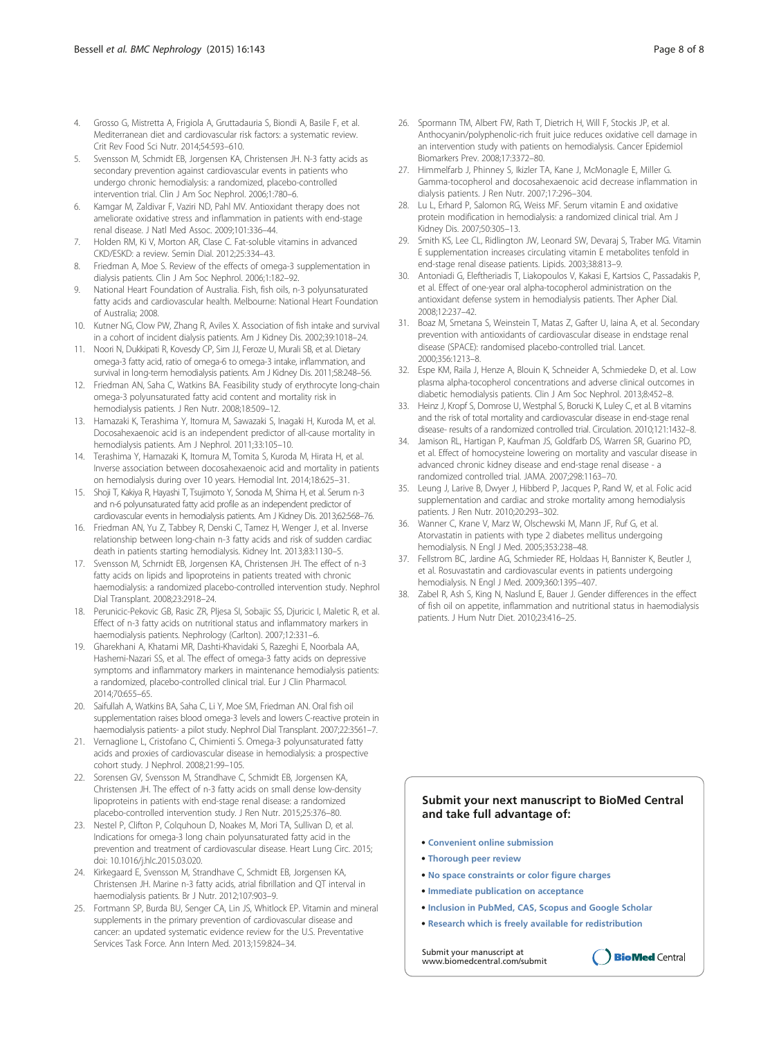4. Grosso G, Mistretta A, Frigiola A, Gruttadauria S, Biondi A, Basile F, et al. Mediterranean diet and cardiovascular risk factors: a systematic review. Crit Rev Food Sci Nutr. 2014;54:593–610.
5. Svensson M, Schmidt EB, Jorgensen KA, Christensen JH. N-3 fatty acids as secondary prevention against cardiovascular events in patients who undergo chronic hemodialysis: a randomized, placebo-controlled intervention trial. Clin J Am Soc Nephrol. 2006;1:780–6.
6. Kamgar M, Zaldivar F, Vaziri ND, Pahl MV. Antioxidant therapy does not ameliorate oxidative stress and inflammation in patients with end-stage renal disease. J Natl Med Assoc. 2009;101:336–44.
7. Holden RM, Ki V, Morton AR, Clase C. Fat-soluble vitamins in advanced CKD/ESKD: a review. Semin Dial. 2012;25:334–43.
8. Friedman A, Moe S. Review of the effects of omega-3 supplementation in dialysis patients. Clin J Am Soc Nephrol. 2006;1:182–92.
9. National Heart Foundation of Australia. Fish, fish oils, n-3 polyunsaturated fatty acids and cardiovascular health. Melbourne: National Heart Foundation of Australia; 2008.
10. Kutner NG, Clow PW, Zhang R, Aviles X. Association of fish intake and survival in a cohort of incident dialysis patients. Am J Kidney Dis. 2002;39:1018–24.
11. Noori N, Dukkipati R, Kovesdy CP, Sim JJ, Feroze U, Murali SB, et al. Dietary omega-3 fatty acid, ratio of omega-6 to omega-3 intake, inflammation, and survival in long-term hemodialysis patients. Am J Kidney Dis. 2011;58:248–56.
12. Friedman AN, Saha C, Watkins BA. Feasibility study of erythrocyte long-chain omega-3 polyunsaturated fatty acid content and mortality risk in hemodialysis patients. J Ren Nutr. 2008;18:509–12.
13. Hamazaki K, Terashima Y, Itomura M, Sawazaki S, Inagaki H, Kuroda M, et al. Docosahexaenoic acid is an independent predictor of all-cause mortality in hemodialysis patients. Am J Nephrol. 2011;33:105–10.
14. Terashima Y, Hamazaki K, Itomura M, Tomita S, Kuroda M, Hirata H, et al. Inverse association between docosahexaenoic acid and mortality in patients on hemodialysis during over 10 years. Hemodial Int. 2014;18:625–31.
15. Shoji T, Kakiya R, Hayashi T, Tsujimoto Y, Sonoda M, Shima H, et al. Serum n-3 and n-6 polyunsaturated fatty acid profile as an independent predictor of cardiovascular events in hemodialysis patients. Am J Kidney Dis. 2013;62:568–76.
16. Friedman AN, Yu Z, Tabbey R, Denski C, Tamez H, Wenger J, et al. Inverse relationship between long-chain n-3 fatty acids and risk of sudden cardiac death in patients starting hemodialysis. Kidney Int. 2013;83:1130–5.
17. Svensson M, Schmidt EB, Jorgensen KA, Christensen JH. The effect of n-3 fatty acids on lipids and lipoproteins in patients treated with chronic haemodialysis: a randomized placebo-controlled intervention study. Nephrol Dial Transplant. 2008;23:2918–24.
18. Perunicic-Pekovic GB, Rasic ZR, Pljesa SI, Sobajic SS, Djuricic I, Maletic R, et al. Effect of n-3 fatty acids on nutritional status and inflammatory markers in haemodialysis patients. Nephrology (Carlton). 2007;12:331–6.
19. Gharekhani A, Khatami MR, Dashti-Khavidaki S, Razeghi E, Noorbala AA, Hashemi-Nazari SS, et al. The effect of omega-3 fatty acids on depressive symptoms and inflammatory markers in maintenance hemodialysis patients: a randomized, placebo-controlled clinical trial. Eur J Clin Pharmacol. 2014;70:655–65.
20. Saifullah A, Watkins BA, Saha C, Li Y, Moe SM, Friedman AN. Oral fish oil supplementation raises blood omega-3 levels and lowers C-reactive protein in haemodialysis patients- a pilot study. Nephrol Dial Transplant. 2007;22:3561–7.
21. Vernaglione L, Cristofano C, Chimienti S. Omega-3 polyunsaturated fatty acids and proxies of cardiovascular disease in hemodialysis: a prospective cohort study. J Nephrol. 2008;21:99–105.
22. Sorensen GV, Svensson M, Strandhave C, Schmidt EB, Jorgensen KA, Christensen JH. The effect of n-3 fatty acids on small dense low-density lipoproteins in patients with end-stage renal disease: a randomized placebo-controlled intervention study. J Ren Nutr. 2015;25:376–80.
23. Nestel P, Clifton P, Colquhoun D, Noakes M, Mori TA, Sullivan D, et al. Indications for omega-3 long chain polyunsaturated fatty acid in the prevention and treatment of cardiovascular disease. Heart Lung Circ. 2015; doi: 10.1016/j.hlc.2015.03.020.
24. Kirkegaard E, Svensson M, Strandhave C, Schmidt EB, Jorgensen KA, Christensen JH. Marine n-3 fatty acids, atrial fibrillation and QT interval in haemodialysis patients. Br J Nutr. 2012;107:903–9.
25. Fortmann SP, Burda BU, Senger CA, Lin JS, Whitlock EP. Vitamin and mineral supplements in the primary prevention of cardiovascular disease and cancer: an updated systematic evidence review for the U.S. Preventative Services Task Force. Ann Intern Med. 2013;159:824–34.
26. Spormann TM, Albert FW, Rath T, Dietrich H, Will F, Stockis JP, et al. Anthocyanin/polyphenolic-rich fruit juice reduces oxidative cell damage in an intervention study with patients on hemodialysis. Cancer Epidemiol Biomarkers Prev. 2008;17:3372–80.
27. Himmelfarb J, Phinney S, Ikizler TA, Kane J, McMonagle E, Miller G. Gamma-tocopherol and docosahexaenoic acid decrease inflammation in dialysis patients. J Ren Nutr. 2007;17:296–304.
28. Lu L, Erhard P, Salomon RG, Weiss MF. Serum vitamin E and oxidative protein modification in hemodialysis: a randomized clinical trial. Am J Kidney Dis. 2007;50:305–13.
29. Smith KS, Lee CL, Ridlington JW, Leonard SW, Devaraj S, Traber MG. Vitamin E supplementation increases circulating vitamin E metabolites tenfold in end-stage renal disease patients. Lipids. 2003;38:813–9.
30. Antoniadi G, Eleftheriadis T, Liakopoulos V, Kakasi E, Kartsios C, Passadakis P, et al. Effect of one-year oral alpha-tocopherol administration on the antioxidant defense system in hemodialysis patients. Ther Apher Dial. 2008;12:237–42.
31. Boaz M, Smetana S, Weinstein T, Matas Z, Gafter U, Iaina A, et al. Secondary prevention with antioxidants of cardiovascular disease in endstage renal disease (SPACE): randomised placebo-controlled trial. Lancet. 2000;356:1213–8.
32. Espe KM, Raila J, Henze A, Blouin K, Schneider A, Schmiedeke D, et al. Low plasma alpha-tocopherol concentrations and adverse clinical outcomes in diabetic hemodialysis patients. Clin J Am Soc Nephrol. 2013;8:452–8.
33. Heinz J, Kropf S, Domrose U, Westphal S, Borucki K, Luley C, et al. B vitamins and the risk of total mortality and cardiovascular disease in end-stage renal disease- results of a randomized controlled trial. Circulation. 2010;121:1432–8.
34. Jamison RL, Hartigan P, Kaufman JS, Goldfarb DS, Warren SR, Guarino PD, et al. Effect of homocysteine lowering on mortality and vascular disease in advanced chronic kidney disease and end-stage renal disease - a randomized controlled trial. JAMA. 2007;298:1163–70.
35. Leung J, Larive B, Dwyer J, Hibberd P, Jacques P, Rand W, et al. Folic acid supplementation and cardiac and stroke mortality among hemodialysis patients. J Ren Nutr. 2010;20:293–302.
36. Wanner C, Krane V, Marz W, Olschewski M, Mann JF, Ruf G, et al. Atorvastatin in patients with type 2 diabetes mellitus undergoing hemodialysis. N Engl J Med. 2005;353:238–48.
37. Fellstrom BC, Jardine AG, Schmieder RE, Holdaas H, Bannister K, Beutler J, et al. Rosuvastatin and cardiovascular events in patients undergoing hemodialysis. N Engl J Med. 2009;360:1395–407.
38. Zabel R, Ash S, King N, Naslund E, Bauer J. Gender differences in the effect of fish oil on appetite, inflammation and nutritional status in haemodialysis patients. J Hum Nutr Diet. 2010;23:416–25.

**Submit your next manuscript to BioMed Central and take full advantage of:**

- Convenient online submission
- Thorough peer review
- No space constraints or color figure charges
- Immediate publication on acceptance
- Inclusion in PubMed, CAS, Scopus and Google Scholar
- Research which is freely available for redistribution

Submit your manuscript at www.biomedcentral.com/submit

BioMed Central